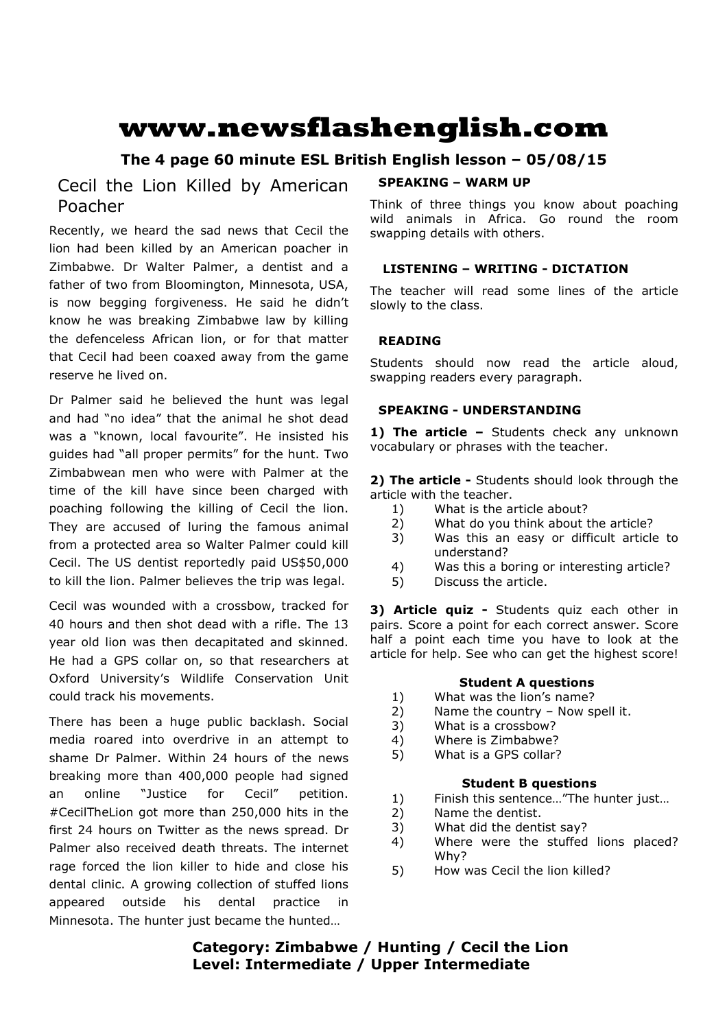# www.newsflashenglish.com

**The 4 page 60 minute ESL British English lesson – 05/08/15**

## Cecil the Lion Killed by American Poacher

Recently, we heard the sad news that Cecil the lion had been killed by an American poacher in Zimbabwe. Dr Walter Palmer, a dentist and a father of two from Bloomington, Minnesota, USA, is now begging forgiveness. He said he didn't know he was breaking Zimbabwe law by killing the defenceless African lion, or for that matter that Cecil had been coaxed away from the game reserve he lived on.

Dr Palmer said he believed the hunt was legal and had "no idea" that the animal he shot dead was a "known, local favourite". He insisted his guides had "all proper permits" for the hunt. Two Zimbabwean men who were with Palmer at the time of the kill have since been charged with poaching following the killing of Cecil the lion. They are accused of luring the famous animal from a protected area so Walter Palmer could kill Cecil. The US dentist reportedly paid US$50,000 to kill the lion. Palmer believes the trip was legal.

Cecil was wounded with a crossbow, tracked for 40 hours and then shot dead with a rifle. The 13 year old lion was then decapitated and skinned. He had a GPS collar on, so that researchers at Oxford University's Wildlife Conservation Unit could track his movements.

There has been a huge public backlash. Social media roared into overdrive in an attempt to shame Dr Palmer. Within 24 hours of the news breaking more than 400,000 people had signed an online "Justice for Cecil" petition. #CecilTheLion got more than 250,000 hits in the first 24 hours on Twitter as the news spread. Dr Palmer also received death threats. The internet rage forced the lion killer to hide and close his dental clinic. A growing collection of stuffed lions appeared outside his dental practice in Minnesota. The hunter just became the hunted…

### SPEAKING – WARM UP

Think of three things you know about poaching wild animals in Africa. Go round the room swapping details with others.

### LISTENING – WRITING - DICTATION

The teacher will read some lines of the article slowly to the class.

### READING

Students should now read the article aloud, swapping readers every paragraph.

### SPEAKING - UNDERSTANDING

**1) The article –** Students check any unknown vocabulary or phrases with the teacher.

**2) The article -** Students should look through the article with the teacher.

1) What is the article about?
2) What do you think about the article?
3) Was this an easy or difficult article to understand?
4) Was this a boring or interesting article?
5) Discuss the article.

**3) Article quiz -** Students quiz each other in pairs. Score a point for each correct answer. Score half a point each time you have to look at the article for help. See who can get the highest score!

**Student A questions**

1) What was the lion's name?
2) Name the country – Now spell it.
3) What is a crossbow?
4) Where is Zimbabwe?
5) What is a GPS collar?

**Student B questions**

1) Finish this sentence…"The hunter just…
2) Name the dentist.
3) What did the dentist say?
4) Where were the stuffed lions placed? Why?
5) How was Cecil the lion killed?

**Category: Zimbabwe / Hunting / Cecil the Lion**
**Level: Intermediate / Upper Intermediate**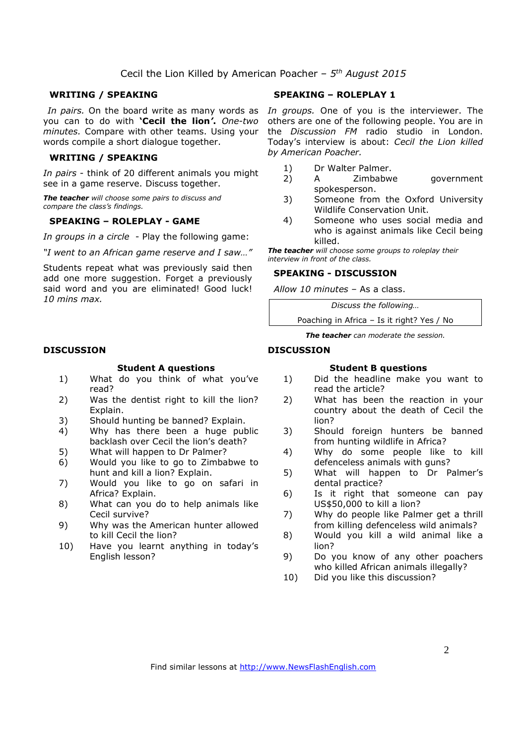Cecil the Lion Killed by American Poacher – *5th August 2015*

## WRITING / SPEAKING

*In pairs.* On the board write as many words as you can to do with **'Cecil the lion'.** *One-two minutes.* Compare with other teams. Using your words compile a short dialogue together.

## WRITING / SPEAKING

*In pairs* - think of 20 different animals you might see in a game reserve. Discuss together.

***The teacher** will choose some pairs to discuss and compare the class's findings.*

## SPEAKING – ROLEPLAY - GAME

*In groups in a circle* - Play the following game:

*"I went to an African game reserve and I saw…"*

Students repeat what was previously said then add one more suggestion. Forget a previously said word and you are eliminated! Good luck! *10 mins max.*

## SPEAKING – ROLEPLAY 1

*In groups.* One of you is the interviewer. The others are one of the following people. You are in the *Discussion FM* radio studio in London. Today's interview is about: *Cecil the Lion killed by American Poacher.*

1) Dr Walter Palmer.
2) A Zimbabwe government spokesperson.
3) Someone from the Oxford University Wildlife Conservation Unit.
4) Someone who uses social media and who is against animals like Cecil being killed.

***The teacher** will choose some groups to roleplay their interview in front of the class.*

## SPEAKING - DISCUSSION

*Allow 10 minutes* – As a class.

| *Discuss the following…* |
|---|
| Poaching in Africa – Is it right? Yes / No |

***The teacher** can moderate the session.*

## DISCUSSION

### Student A questions

1) What do you think of what you've read?
2) Was the dentist right to kill the lion? Explain.
3) Should hunting be banned? Explain.
4) Why has there been a huge public backlash over Cecil the lion's death?
5) What will happen to Dr Palmer?
6) Would you like to go to Zimbabwe to hunt and kill a lion? Explain.
7) Would you like to go on safari in Africa? Explain.
8) What can you do to help animals like Cecil survive?
9) Why was the American hunter allowed to kill Cecil the lion?
10) Have you learnt anything in today's English lesson?

## DISCUSSION

### Student B questions

1) Did the headline make you want to read the article?
2) What has been the reaction in your country about the death of Cecil the lion?
3) Should foreign hunters be banned from hunting wildlife in Africa?
4) Why do some people like to kill defenceless animals with guns?
5) What will happen to Dr Palmer's dental practice?
6) Is it right that someone can pay US$50,000 to kill a lion?
7) Why do people like Palmer get a thrill from killing defenceless wild animals?
8) Would you kill a wild animal like a lion?
9) Do you know of any other poachers who killed African animals illegally?
10) Did you like this discussion?

Find similar lessons at http://www.NewsFlashEnglish.com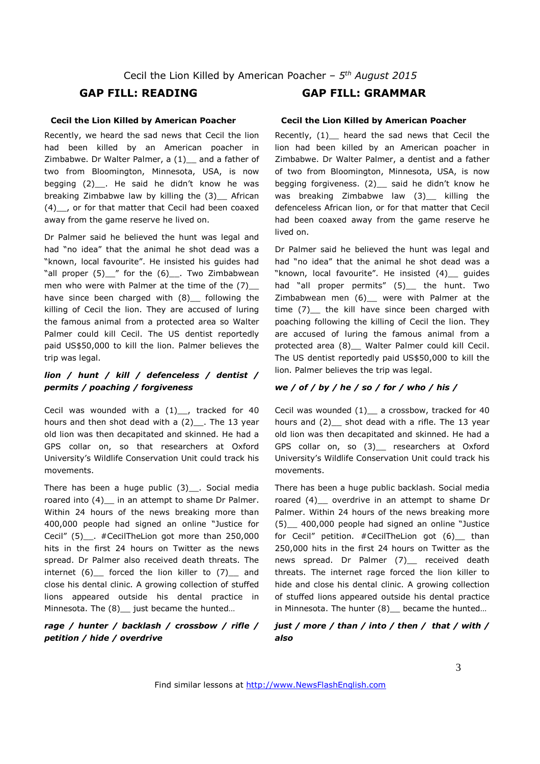Cecil the Lion Killed by American Poacher – *5th August 2015*

## GAP FILL: READING

### Cecil the Lion Killed by American Poacher

Recently, we heard the sad news that Cecil the lion had been killed by an American poacher in Zimbabwe. Dr Walter Palmer, a (1)__ and a father of two from Bloomington, Minnesota, USA, is now begging (2)__. He said he didn't know he was breaking Zimbabwe law by killing the (3)__ African (4)__, or for that matter that Cecil had been coaxed away from the game reserve he lived on.

Dr Palmer said he believed the hunt was legal and had "no idea" that the animal he shot dead was a "known, local favourite". He insisted his guides had "all proper (5)__" for the (6)__. Two Zimbabwean men who were with Palmer at the time of the (7)__ have since been charged with (8)__ following the killing of Cecil the lion. They are accused of luring the famous animal from a protected area so Walter Palmer could kill Cecil. The US dentist reportedly paid US$50,000 to kill the lion. Palmer believes the trip was legal.

***lion / hunt / kill / defenceless / dentist / permits / poaching / forgiveness***

Cecil was wounded with a (1)__, tracked for 40 hours and then shot dead with a (2)__. The 13 year old lion was then decapitated and skinned. He had a GPS collar on, so that researchers at Oxford University's Wildlife Conservation Unit could track his movements.

There has been a huge public (3)__. Social media roared into (4)__ in an attempt to shame Dr Palmer. Within 24 hours of the news breaking more than 400,000 people had signed an online "Justice for Cecil" (5)__. #CecilTheLion got more than 250,000 hits in the first 24 hours on Twitter as the news spread. Dr Palmer also received death threats. The internet (6)__ forced the lion killer to (7)__ and close his dental clinic. A growing collection of stuffed lions appeared outside his dental practice in Minnesota. The (8)__ just became the hunted…

***rage / hunter / backlash / crossbow / rifle / petition / hide / overdrive***

## GAP FILL: GRAMMAR

### Cecil the Lion Killed by American Poacher

Recently, (1)__ heard the sad news that Cecil the lion had been killed by an American poacher in Zimbabwe. Dr Walter Palmer, a dentist and a father of two from Bloomington, Minnesota, USA, is now begging forgiveness. (2)__ said he didn't know he was breaking Zimbabwe law (3)__ killing the defenceless African lion, or for that matter that Cecil had been coaxed away from the game reserve he lived on.

Dr Palmer said he believed the hunt was legal and had "no idea" that the animal he shot dead was a "known, local favourite". He insisted (4)__ guides had "all proper permits" (5)__ the hunt. Two Zimbabwean men (6)__ were with Palmer at the time (7)__ the kill have since been charged with poaching following the killing of Cecil the lion. They are accused of luring the famous animal from a protected area (8)__ Walter Palmer could kill Cecil. The US dentist reportedly paid US$50,000 to kill the lion. Palmer believes the trip was legal.

***we / of / by / he / so / for / who / his /***

Cecil was wounded (1)__ a crossbow, tracked for 40 hours and (2)__ shot dead with a rifle. The 13 year old lion was then decapitated and skinned. He had a GPS collar on, so (3)__ researchers at Oxford University's Wildlife Conservation Unit could track his movements.

There has been a huge public backlash. Social media roared (4)__ overdrive in an attempt to shame Dr Palmer. Within 24 hours of the news breaking more (5)__ 400,000 people had signed an online "Justice for Cecil" petition. #CecilTheLion got (6)__ than 250,000 hits in the first 24 hours on Twitter as the news spread. Dr Palmer (7)__ received death threats. The internet rage forced the lion killer to hide and close his dental clinic. A growing collection of stuffed lions appeared outside his dental practice in Minnesota. The hunter (8)__ became the hunted…

***just / more / than / into / then / that / with / also***

Find similar lessons at http://www.NewsFlashEnglish.com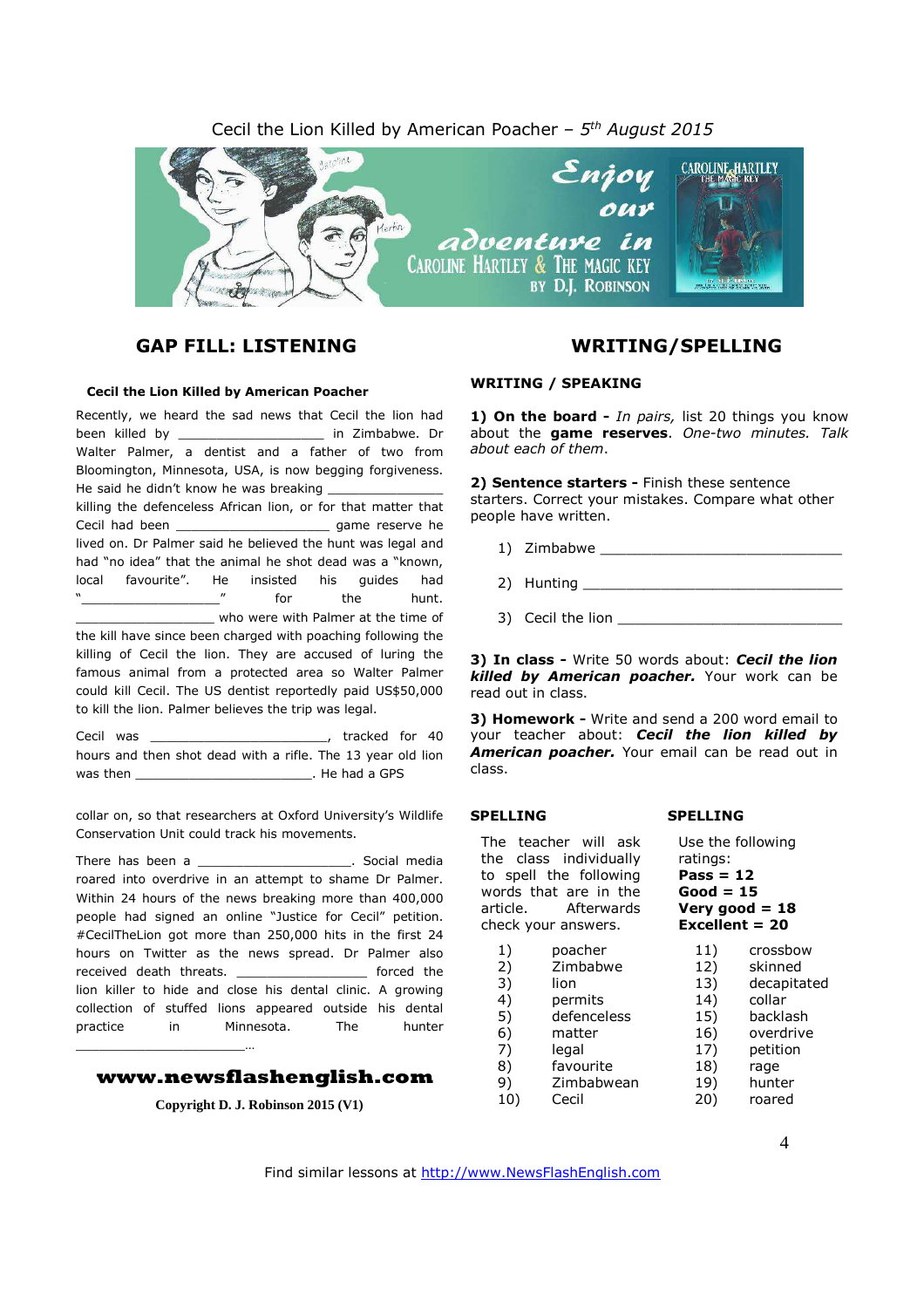Cecil the Lion Killed by American Poacher – 5th August 2015

## GAP FILL: LISTENING

### Cecil the Lion Killed by American Poacher

Recently, we heard the sad news that Cecil the lion had been killed by __________________ in Zimbabwe. Dr Walter Palmer, a dentist and a father of two from Bloomington, Minnesota, USA, is now begging forgiveness. He said he didn't know he was breaking ________________ killing the defenceless African lion, or for that matter that Cecil had been ____________________ game reserve he lived on. Dr Palmer said he believed the hunt was legal and had "no idea" that the animal he shot dead was a "known, local favourite". He insisted his guides had "__________________" for the hunt. __________________ who were with Palmer at the time of the kill have since been charged with poaching following the killing of Cecil the lion. They are accused of luring the famous animal from a protected area so Walter Palmer could kill Cecil. The US dentist reportedly paid US$50,000 to kill the lion. Palmer believes the trip was legal.

Cecil was ________________________, tracked for 40 hours and then shot dead with a rifle. The 13 year old lion was then ______________________. He had a GPS collar on, so that researchers at Oxford University's Wildlife Conservation Unit could track his movements.

There has been a ____________________. Social media roared into overdrive in an attempt to shame Dr Palmer. Within 24 hours of the news breaking more than 400,000 people had signed an online "Justice for Cecil" petition. #CecilTheLion got more than 250,000 hits in the first 24 hours on Twitter as the news spread. Dr Palmer also received death threats. _________________ forced the lion killer to hide and close his dental clinic. A growing collection of stuffed lions appeared outside his dental practice in Minnesota. The hunter ______________________…

**www.newsflashenglish.com**

**Copyright D. J. Robinson 2015 (V1)**

## WRITING/SPELLING

### WRITING / SPEAKING

**1) On the board -** *In pairs,* list 20 things you know about the **game reserves**. *One-two minutes. Talk about each of them.*

**2) Sentence starters -** Finish these sentence starters. Correct your mistakes. Compare what other people have written.

1) Zimbabwe ____________________________

2) Hunting ______________________________

3) Cecil the lion __________________________

**3) In class -** Write 50 words about: ***Cecil the lion killed by American poacher.*** Your work can be read out in class.

**3) Homework -** Write and send a 200 word email to your teacher about: ***Cecil the lion killed by American poacher.*** Your email can be read out in class.

### SPELLING

The teacher will ask the class individually to spell the following words that are in the article. Afterwards check your answers.

1) poacher
2) Zimbabwe
3) lion
4) permits
5) defenceless
6) matter
7) legal
8) favourite
9) Zimbabwean
10) Cecil

### SPELLING

Use the following ratings:
**Pass = 12**
**Good = 15**
**Very good = 18**
**Excellent = 20**

11) crossbow
12) skinned
13) decapitated
14) collar
15) backlash
16) overdrive
17) petition
18) rage
19) hunter
20) roared

Find similar lessons at http://www.NewsFlashEnglish.com